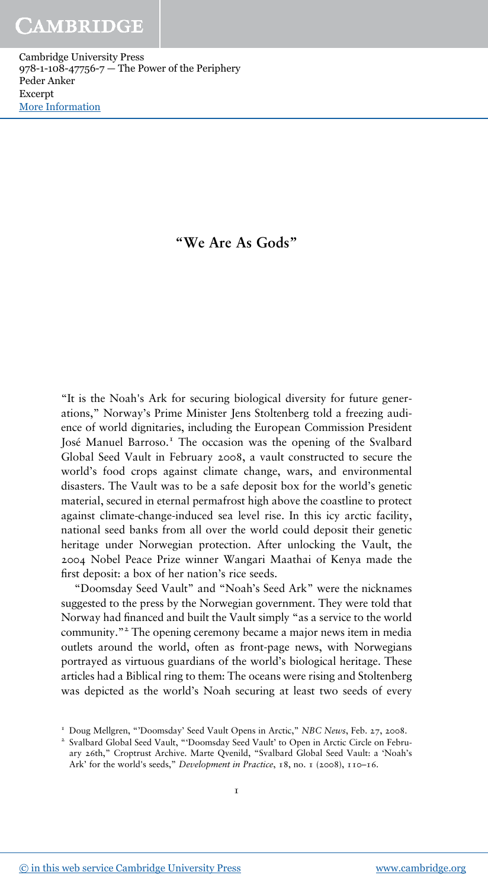# "We Are As Gods"

"It is the Noah's Ark for securing biological diversity for future generations," Norway's Prime Minister Jens Stoltenberg told a freezing audience of world dignitaries, including the European Commission President José Manuel Barroso.[1] The occasion was the opening of the Svalbard Global Seed Vault in February 2008, a vault constructed to secure the world's food crops against climate change, wars, and environmental disasters. The Vault was to be a safe deposit box for the world's genetic material, secured in eternal permafrost high above the coastline to protect against climate-change-induced sea level rise. In this icy arctic facility, national seed banks from all over the world could deposit their genetic heritage under Norwegian protection. After unlocking the Vault, the 2004 Nobel Peace Prize winner Wangari Maathai of Kenya made the first deposit: a box of her nation's rice seeds.

"Doomsday Seed Vault" and "Noah's Seed Ark" were the nicknames suggested to the press by the Norwegian government. They were told that Norway had financed and built the Vault simply "as a service to the world community."[2] The opening ceremony became a major news item in media outlets around the world, often as front-page news, with Norwegians portrayed as virtuous guardians of the world's biological heritage. These articles had a Biblical ring to them: The oceans were rising and Stoltenberg was depicted as the world's Noah securing at least two seeds of every

[1] Doug Mellgren, "'Doomsday' Seed Vault Opens in Arctic," *NBC News*, Feb. 27, 2008.

[2] Svalbard Global Seed Vault, "'Doomsday Seed Vault' to Open in Arctic Circle on February 26th," Croptrust Archive. Marte Qvenild, "Svalbard Global Seed Vault: a 'Noah's Ark' for the world's seeds," *Development in Practice*, 18, no. 1 (2008), 110–16.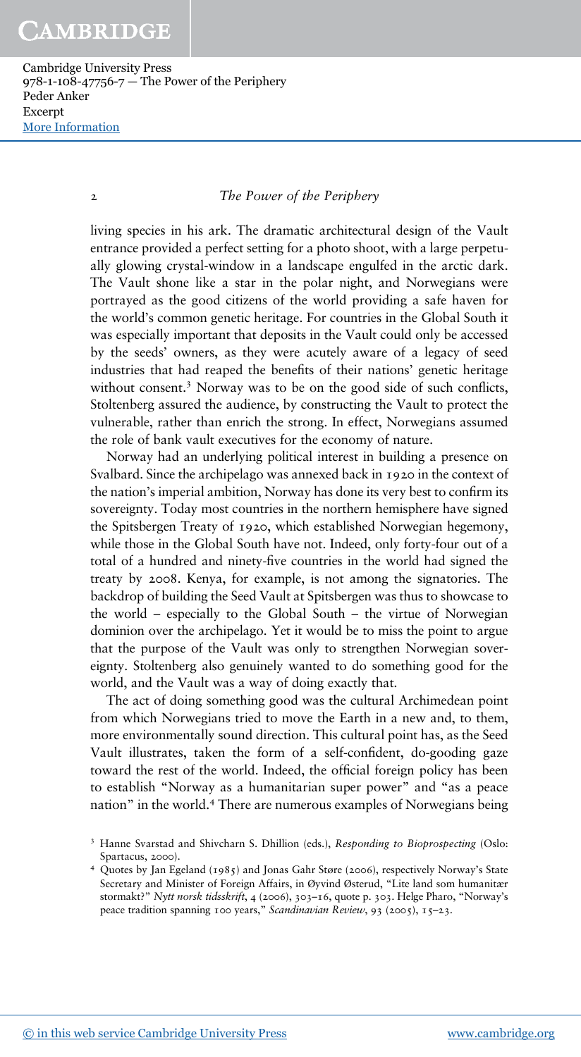living species in his ark. The dramatic architectural design of the Vault entrance provided a perfect setting for a photo shoot, with a large perpetually glowing crystal-window in a landscape engulfed in the arctic dark. The Vault shone like a star in the polar night, and Norwegians were portrayed as the good citizens of the world providing a safe haven for the world's common genetic heritage. For countries in the Global South it was especially important that deposits in the Vault could only be accessed by the seeds' owners, as they were acutely aware of a legacy of seed industries that had reaped the benefits of their nations' genetic heritage without consent.[3] Norway was to be on the good side of such conflicts, Stoltenberg assured the audience, by constructing the Vault to protect the vulnerable, rather than enrich the strong. In effect, Norwegians assumed the role of bank vault executives for the economy of nature.

Norway had an underlying political interest in building a presence on Svalbard. Since the archipelago was annexed back in 1920 in the context of the nation's imperial ambition, Norway has done its very best to confirm its sovereignty. Today most countries in the northern hemisphere have signed the Spitsbergen Treaty of 1920, which established Norwegian hegemony, while those in the Global South have not. Indeed, only forty-four out of a total of a hundred and ninety-five countries in the world had signed the treaty by 2008. Kenya, for example, is not among the signatories. The backdrop of building the Seed Vault at Spitsbergen was thus to showcase to the world – especially to the Global South – the virtue of Norwegian dominion over the archipelago. Yet it would be to miss the point to argue that the purpose of the Vault was only to strengthen Norwegian sovereignty. Stoltenberg also genuinely wanted to do something good for the world, and the Vault was a way of doing exactly that.

The act of doing something good was the cultural Archimedean point from which Norwegians tried to move the Earth in a new and, to them, more environmentally sound direction. This cultural point has, as the Seed Vault illustrates, taken the form of a self-confident, do-gooding gaze toward the rest of the world. Indeed, the official foreign policy has been to establish "Norway as a humanitarian super power" and "as a peace nation" in the world.[4] There are numerous examples of Norwegians being

[3] Hanne Svarstad and Shivcharn S. Dhillion (eds.), *Responding to Bioprospecting* (Oslo: Spartacus, 2000).

[4] Quotes by Jan Egeland (1985) and Jonas Gahr Støre (2006), respectively Norway's State Secretary and Minister of Foreign Affairs, in Øyvind Østerud, "Lite land som humanitær stormakt?" *Nytt norsk tidsskrift*, 4 (2006), 303–16, quote p. 303. Helge Pharo, "Norway's peace tradition spanning 100 years," *Scandinavian Review*, 93 (2005), 15–23.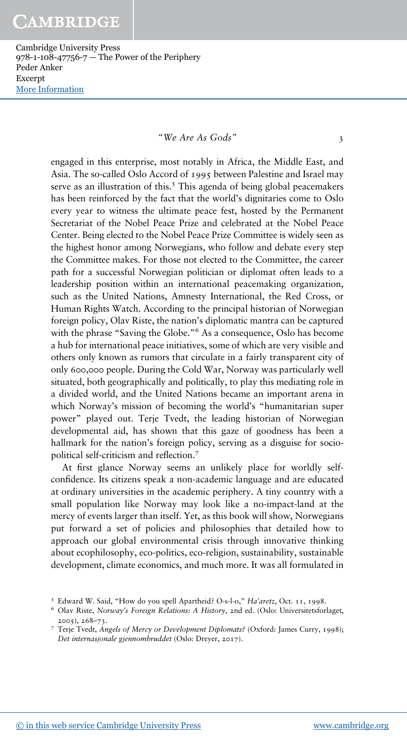engaged in this enterprise, most notably in Africa, the Middle East, and Asia. The so-called Oslo Accord of 1995 between Palestine and Israel may serve as an illustration of this.[5] This agenda of being global peacemakers has been reinforced by the fact that the world's dignitaries come to Oslo every year to witness the ultimate peace fest, hosted by the Permanent Secretariat of the Nobel Peace Prize and celebrated at the Nobel Peace Center. Being elected to the Nobel Peace Prize Committee is widely seen as the highest honor among Norwegians, who follow and debate every step the Committee makes. For those not elected to the Committee, the career path for a successful Norwegian politician or diplomat often leads to a leadership position within an international peacemaking organization, such as the United Nations, Amnesty International, the Red Cross, or Human Rights Watch. According to the principal historian of Norwegian foreign policy, Olav Riste, the nation's diplomatic mantra can be captured with the phrase "Saving the Globe."[6] As a consequence, Oslo has become a hub for international peace initiatives, some of which are very visible and others only known as rumors that circulate in a fairly transparent city of only 600,000 people. During the Cold War, Norway was particularly well situated, both geographically and politically, to play this mediating role in a divided world, and the United Nations became an important arena in which Norway's mission of becoming the world's "humanitarian super power" played out. Terje Tvedt, the leading historian of Norwegian developmental aid, has shown that this gaze of goodness has been a hallmark for the nation's foreign policy, serving as a disguise for socio-political self-criticism and reflection.[7]

At first glance Norway seems an unlikely place for worldly self-confidence. Its citizens speak a non-academic language and are educated at ordinary universities in the academic periphery. A tiny country with a small population like Norway may look like a no-impact-land at the mercy of events larger than itself. Yet, as this book will show, Norwegians put forward a set of policies and philosophies that detailed how to approach our global environmental crisis through innovative thinking about ecophilosophy, eco-politics, eco-religion, sustainability, sustainable development, climate economics, and much more. It was all formulated in

[5] Edward W. Said, "How do you spell Apartheid? O-s-l-o," *Ha'aretz*, Oct. 11, 1998.

[6] Olav Riste, *Norway's Foreign Relations: A History*, 2nd ed. (Oslo: Universitetsforlaget, 2005), 268–73.

[7] Terje Tvedt, *Angels of Mercy or Development Diplomats?* (Oxford: James Curry, 1998); *Det internasjonale gjennombruddet* (Oslo: Dreyer, 2017).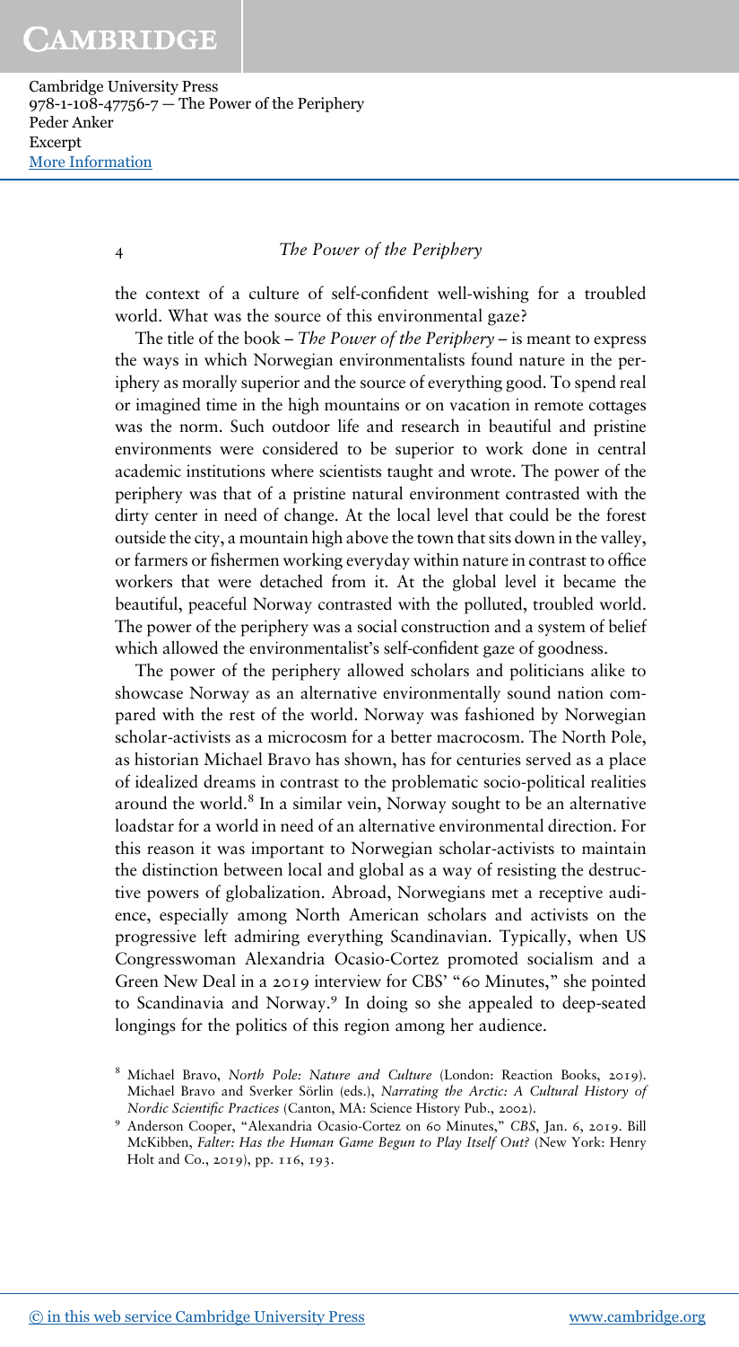the context of a culture of self-confident well-wishing for a troubled world. What was the source of this environmental gaze?

The title of the book – *The Power of the Periphery* – is meant to express the ways in which Norwegian environmentalists found nature in the periphery as morally superior and the source of everything good. To spend real or imagined time in the high mountains or on vacation in remote cottages was the norm. Such outdoor life and research in beautiful and pristine environments were considered to be superior to work done in central academic institutions where scientists taught and wrote. The power of the periphery was that of a pristine natural environment contrasted with the dirty center in need of change. At the local level that could be the forest outside the city, a mountain high above the town that sits down in the valley, or farmers or fishermen working everyday within nature in contrast to office workers that were detached from it. At the global level it became the beautiful, peaceful Norway contrasted with the polluted, troubled world. The power of the periphery was a social construction and a system of belief which allowed the environmentalist's self-confident gaze of goodness.

The power of the periphery allowed scholars and politicians alike to showcase Norway as an alternative environmentally sound nation compared with the rest of the world. Norway was fashioned by Norwegian scholar-activists as a microcosm for a better macrocosm. The North Pole, as historian Michael Bravo has shown, has for centuries served as a place of idealized dreams in contrast to the problematic socio-political realities around the world.[8] In a similar vein, Norway sought to be an alternative loadstar for a world in need of an alternative environmental direction. For this reason it was important to Norwegian scholar-activists to maintain the distinction between local and global as a way of resisting the destructive powers of globalization. Abroad, Norwegians met a receptive audience, especially among North American scholars and activists on the progressive left admiring everything Scandinavian. Typically, when US Congresswoman Alexandria Ocasio-Cortez promoted socialism and a Green New Deal in a 2019 interview for CBS' "60 Minutes," she pointed to Scandinavia and Norway.[9] In doing so she appealed to deep-seated longings for the politics of this region among her audience.

[8] Michael Bravo, *North Pole: Nature and Culture* (London: Reaction Books, 2019). Michael Bravo and Sverker Sörlin (eds.), *Narrating the Arctic: A Cultural History of Nordic Scientific Practices* (Canton, MA: Science History Pub., 2002).

[9] Anderson Cooper, "Alexandria Ocasio-Cortez on 60 Minutes," *CBS*, Jan. 6, 2019. Bill McKibben, *Falter: Has the Human Game Begun to Play Itself Out?* (New York: Henry Holt and Co., 2019), pp. 116, 193.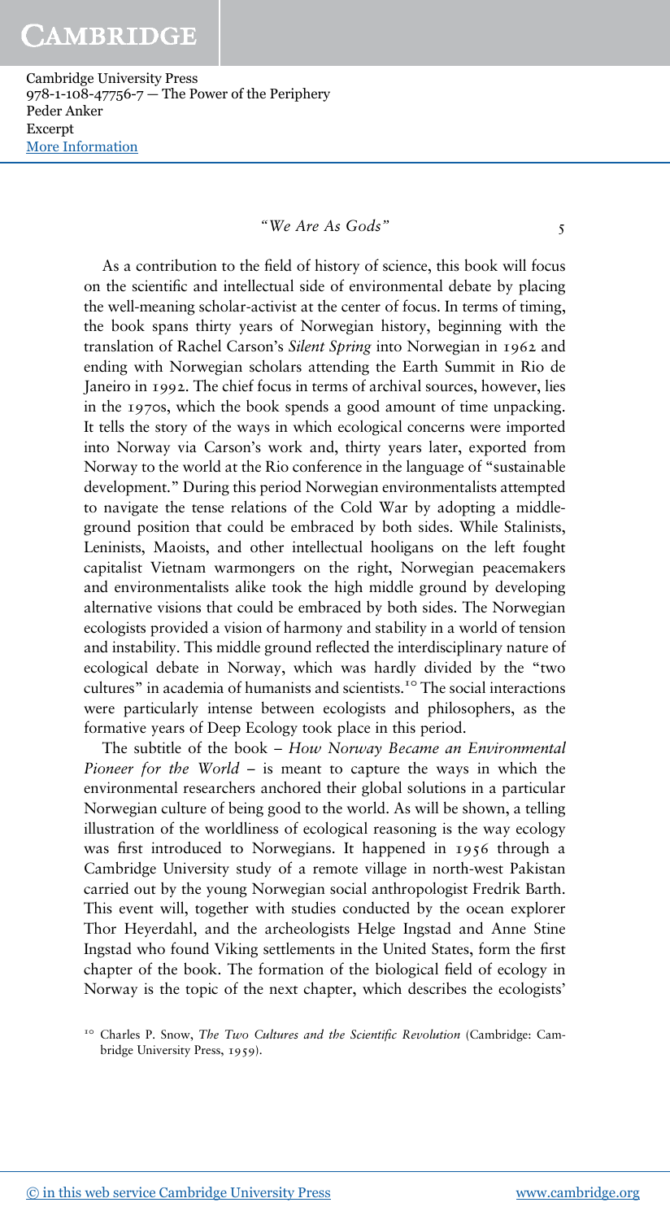As a contribution to the field of history of science, this book will focus on the scientific and intellectual side of environmental debate by placing the well-meaning scholar-activist at the center of focus. In terms of timing, the book spans thirty years of Norwegian history, beginning with the translation of Rachel Carson's *Silent Spring* into Norwegian in 1962 and ending with Norwegian scholars attending the Earth Summit in Rio de Janeiro in 1992. The chief focus in terms of archival sources, however, lies in the 1970s, which the book spends a good amount of time unpacking. It tells the story of the ways in which ecological concerns were imported into Norway via Carson's work and, thirty years later, exported from Norway to the world at the Rio conference in the language of "sustainable development." During this period Norwegian environmentalists attempted to navigate the tense relations of the Cold War by adopting a middle-ground position that could be embraced by both sides. While Stalinists, Leninists, Maoists, and other intellectual hooligans on the left fought capitalist Vietnam warmongers on the right, Norwegian peacemakers and environmentalists alike took the high middle ground by developing alternative visions that could be embraced by both sides. The Norwegian ecologists provided a vision of harmony and stability in a world of tension and instability. This middle ground reflected the interdisciplinary nature of ecological debate in Norway, which was hardly divided by the "two cultures" in academia of humanists and scientists.[10] The social interactions were particularly intense between ecologists and philosophers, as the formative years of Deep Ecology took place in this period.

The subtitle of the book – *How Norway Became an Environmental Pioneer for the World* – is meant to capture the ways in which the environmental researchers anchored their global solutions in a particular Norwegian culture of being good to the world. As will be shown, a telling illustration of the worldliness of ecological reasoning is the way ecology was first introduced to Norwegians. It happened in 1956 through a Cambridge University study of a remote village in north-west Pakistan carried out by the young Norwegian social anthropologist Fredrik Barth. This event will, together with studies conducted by the ocean explorer Thor Heyerdahl, and the archeologists Helge Ingstad and Anne Stine Ingstad who found Viking settlements in the United States, form the first chapter of the book. The formation of the biological field of ecology in Norway is the topic of the next chapter, which describes the ecologists'

[10] Charles P. Snow, *The Two Cultures and the Scientific Revolution* (Cambridge: Cambridge University Press, 1959).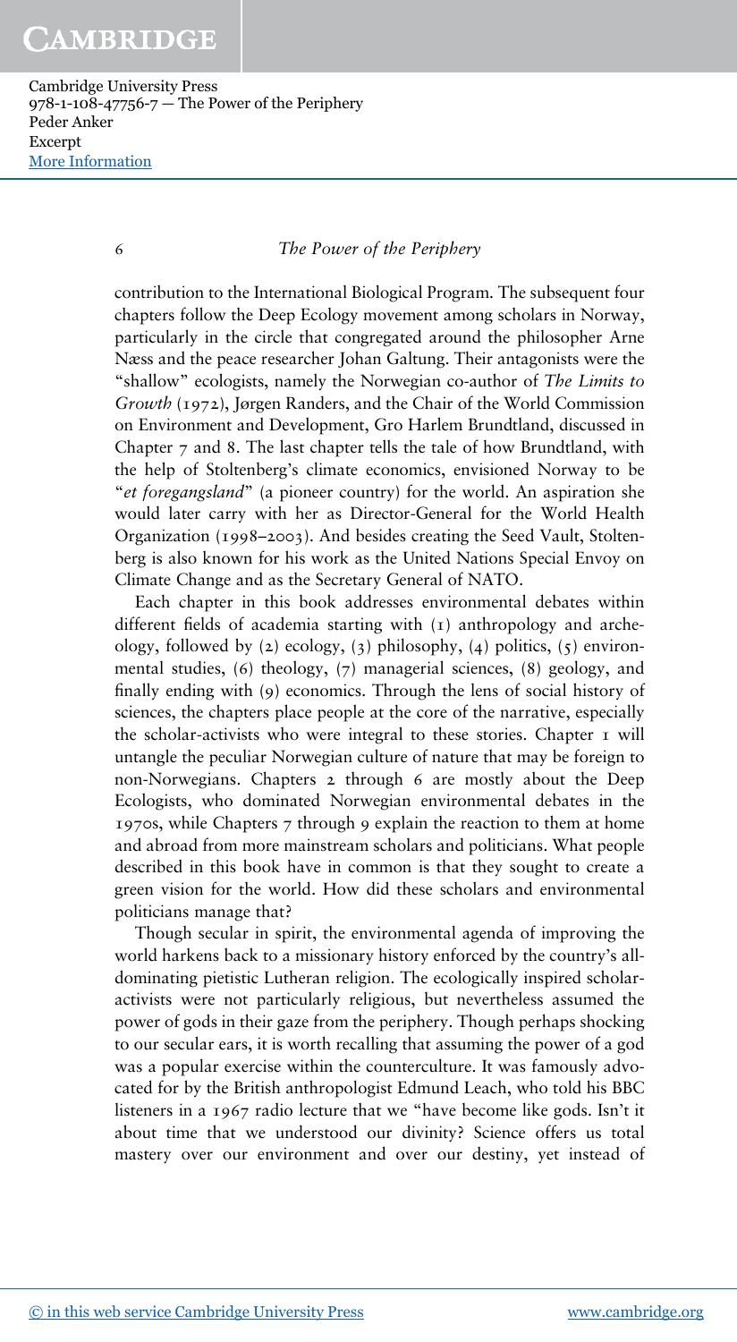contribution to the International Biological Program. The subsequent four chapters follow the Deep Ecology movement among scholars in Norway, particularly in the circle that congregated around the philosopher Arne Næss and the peace researcher Johan Galtung. Their antagonists were the "shallow" ecologists, namely the Norwegian co-author of *The Limits to Growth* (1972), Jørgen Randers, and the Chair of the World Commission on Environment and Development, Gro Harlem Brundtland, discussed in Chapter 7 and 8. The last chapter tells the tale of how Brundtland, with the help of Stoltenberg's climate economics, envisioned Norway to be "*et foregangsland*" (a pioneer country) for the world. An aspiration she would later carry with her as Director-General for the World Health Organization (1998–2003). And besides creating the Seed Vault, Stoltenberg is also known for his work as the United Nations Special Envoy on Climate Change and as the Secretary General of NATO.

Each chapter in this book addresses environmental debates within different fields of academia starting with (1) anthropology and archeology, followed by (2) ecology, (3) philosophy, (4) politics, (5) environmental studies, (6) theology, (7) managerial sciences, (8) geology, and finally ending with (9) economics. Through the lens of social history of sciences, the chapters place people at the core of the narrative, especially the scholar-activists who were integral to these stories. Chapter 1 will untangle the peculiar Norwegian culture of nature that may be foreign to non-Norwegians. Chapters 2 through 6 are mostly about the Deep Ecologists, who dominated Norwegian environmental debates in the 1970s, while Chapters 7 through 9 explain the reaction to them at home and abroad from more mainstream scholars and politicians. What people described in this book have in common is that they sought to create a green vision for the world. How did these scholars and environmental politicians manage that?

Though secular in spirit, the environmental agenda of improving the world harkens back to a missionary history enforced by the country's all-dominating pietistic Lutheran religion. The ecologically inspired scholar-activists were not particularly religious, but nevertheless assumed the power of gods in their gaze from the periphery. Though perhaps shocking to our secular ears, it is worth recalling that assuming the power of a god was a popular exercise within the counterculture. It was famously advocated for by the British anthropologist Edmund Leach, who told his BBC listeners in a 1967 radio lecture that we "have become like gods. Isn't it about time that we understood our divinity? Science offers us total mastery over our environment and over our destiny, yet instead of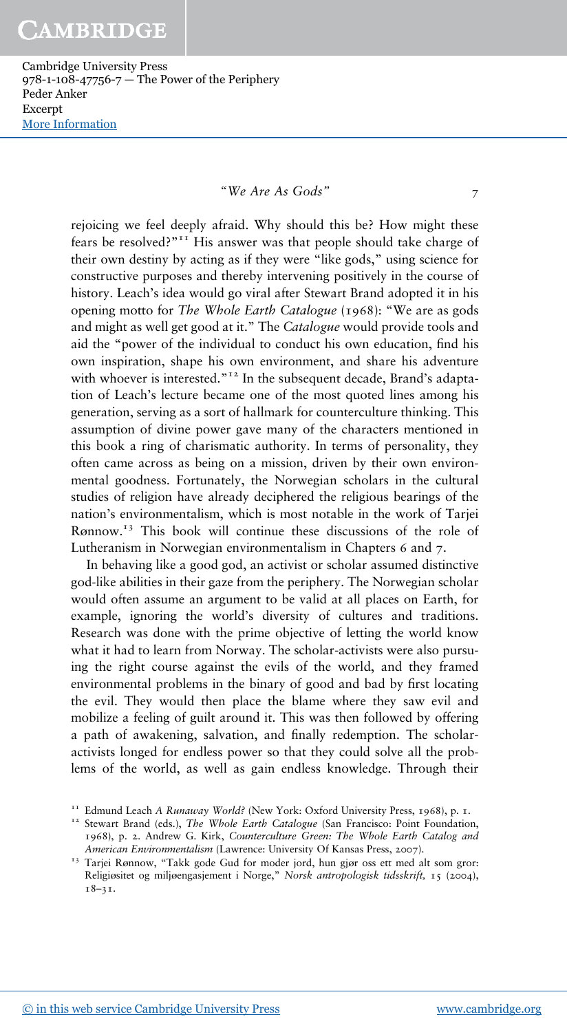rejoicing we feel deeply afraid. Why should this be? How might these fears be resolved?"[11] His answer was that people should take charge of their own destiny by acting as if they were "like gods," using science for constructive purposes and thereby intervening positively in the course of history. Leach's idea would go viral after Stewart Brand adopted it in his opening motto for *The Whole Earth Catalogue* (1968): "We are as gods and might as well get good at it." The *Catalogue* would provide tools and aid the "power of the individual to conduct his own education, find his own inspiration, shape his own environment, and share his adventure with whoever is interested."[12] In the subsequent decade, Brand's adaptation of Leach's lecture became one of the most quoted lines among his generation, serving as a sort of hallmark for counterculture thinking. This assumption of divine power gave many of the characters mentioned in this book a ring of charismatic authority. In terms of personality, they often came across as being on a mission, driven by their own environmental goodness. Fortunately, the Norwegian scholars in the cultural studies of religion have already deciphered the religious bearings of the nation's environmentalism, which is most notable in the work of Tarjei Rønnow.[13] This book will continue these discussions of the role of Lutheranism in Norwegian environmentalism in Chapters 6 and 7.

In behaving like a good god, an activist or scholar assumed distinctive god-like abilities in their gaze from the periphery. The Norwegian scholar would often assume an argument to be valid at all places on Earth, for example, ignoring the world's diversity of cultures and traditions. Research was done with the prime objective of letting the world know what it had to learn from Norway. The scholar-activists were also pursuing the right course against the evils of the world, and they framed environmental problems in the binary of good and bad by first locating the evil. They would then place the blame where they saw evil and mobilize a feeling of guilt around it. This was then followed by offering a path of awakening, salvation, and finally redemption. The scholar-activists longed for endless power so that they could solve all the problems of the world, as well as gain endless knowledge. Through their

[11] Edmund Leach *A Runaway World?* (New York: Oxford University Press, 1968), p. 1.

[12] Stewart Brand (eds.), *The Whole Earth Catalogue* (San Francisco: Point Foundation, 1968), p. 2. Andrew G. Kirk, *Counterculture Green: The Whole Earth Catalog and American Environmentalism* (Lawrence: University Of Kansas Press, 2007).

[13] Tarjei Rønnow, "Takk gode Gud for moder jord, hun gjør oss ett med alt som gror: Religiøsitet og miljøengasjement i Norge," *Norsk antropologisk tidsskrift,* 15 (2004), 18–31.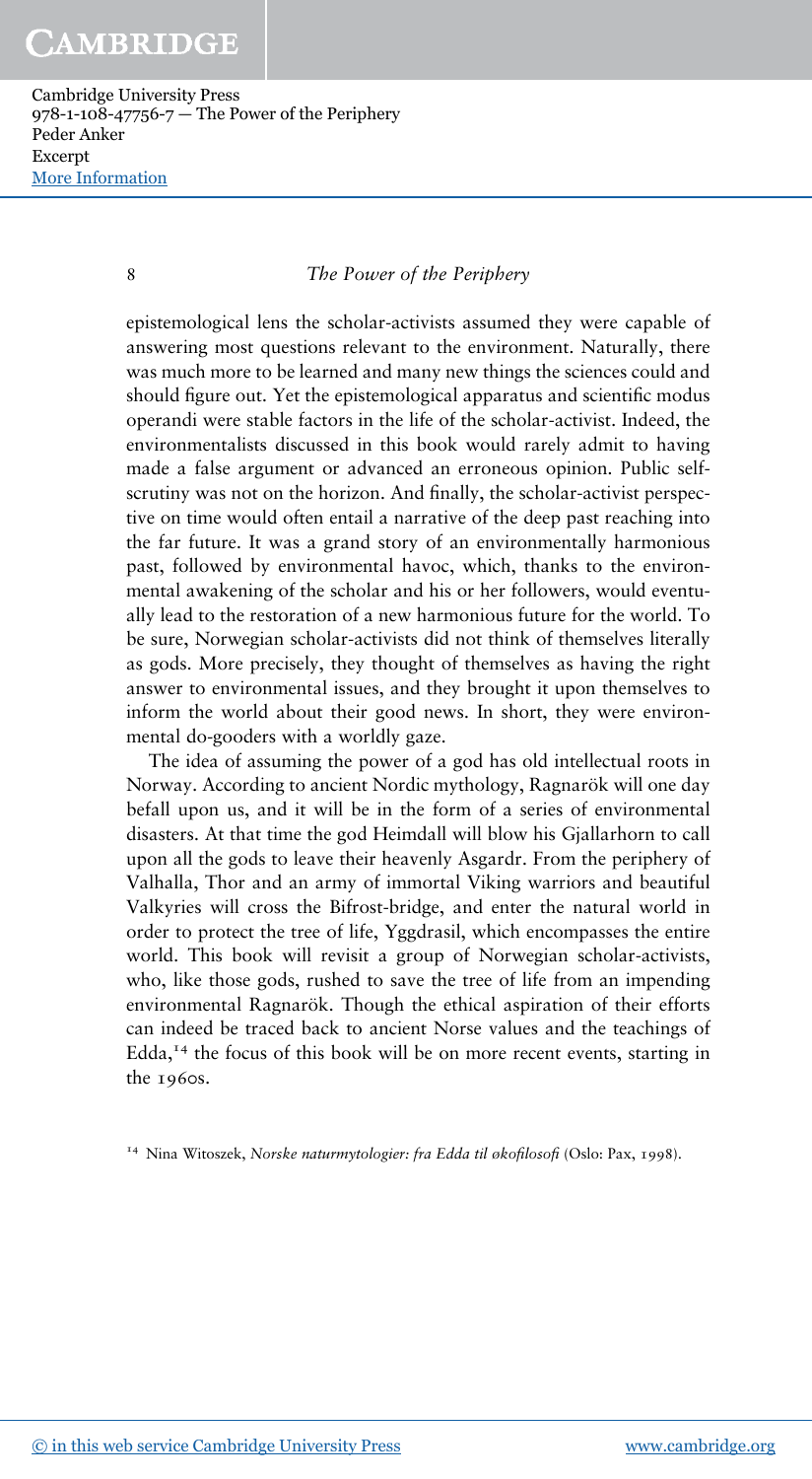epistemological lens the scholar-activists assumed they were capable of answering most questions relevant to the environment. Naturally, there was much more to be learned and many new things the sciences could and should figure out. Yet the epistemological apparatus and scientific modus operandi were stable factors in the life of the scholar-activist. Indeed, the environmentalists discussed in this book would rarely admit to having made a false argument or advanced an erroneous opinion. Public self-scrutiny was not on the horizon. And finally, the scholar-activist perspective on time would often entail a narrative of the deep past reaching into the far future. It was a grand story of an environmentally harmonious past, followed by environmental havoc, which, thanks to the environmental awakening of the scholar and his or her followers, would eventually lead to the restoration of a new harmonious future for the world. To be sure, Norwegian scholar-activists did not think of themselves literally as gods. More precisely, they thought of themselves as having the right answer to environmental issues, and they brought it upon themselves to inform the world about their good news. In short, they were environmental do-gooders with a worldly gaze.

The idea of assuming the power of a god has old intellectual roots in Norway. According to ancient Nordic mythology, Ragnarök will one day befall upon us, and it will be in the form of a series of environmental disasters. At that time the god Heimdall will blow his Gjallarhorn to call upon all the gods to leave their heavenly Asgardr. From the periphery of Valhalla, Thor and an army of immortal Viking warriors and beautiful Valkyries will cross the Bifrost-bridge, and enter the natural world in order to protect the tree of life, Yggdrasil, which encompasses the entire world. This book will revisit a group of Norwegian scholar-activists, who, like those gods, rushed to save the tree of life from an impending environmental Ragnarök. Though the ethical aspiration of their efforts can indeed be traced back to ancient Norse values and the teachings of Edda,[14] the focus of this book will be on more recent events, starting in the 1960s.

[14] Nina Witoszek, *Norske naturmytologier: fra Edda til økofilosofi* (Oslo: Pax, 1998).